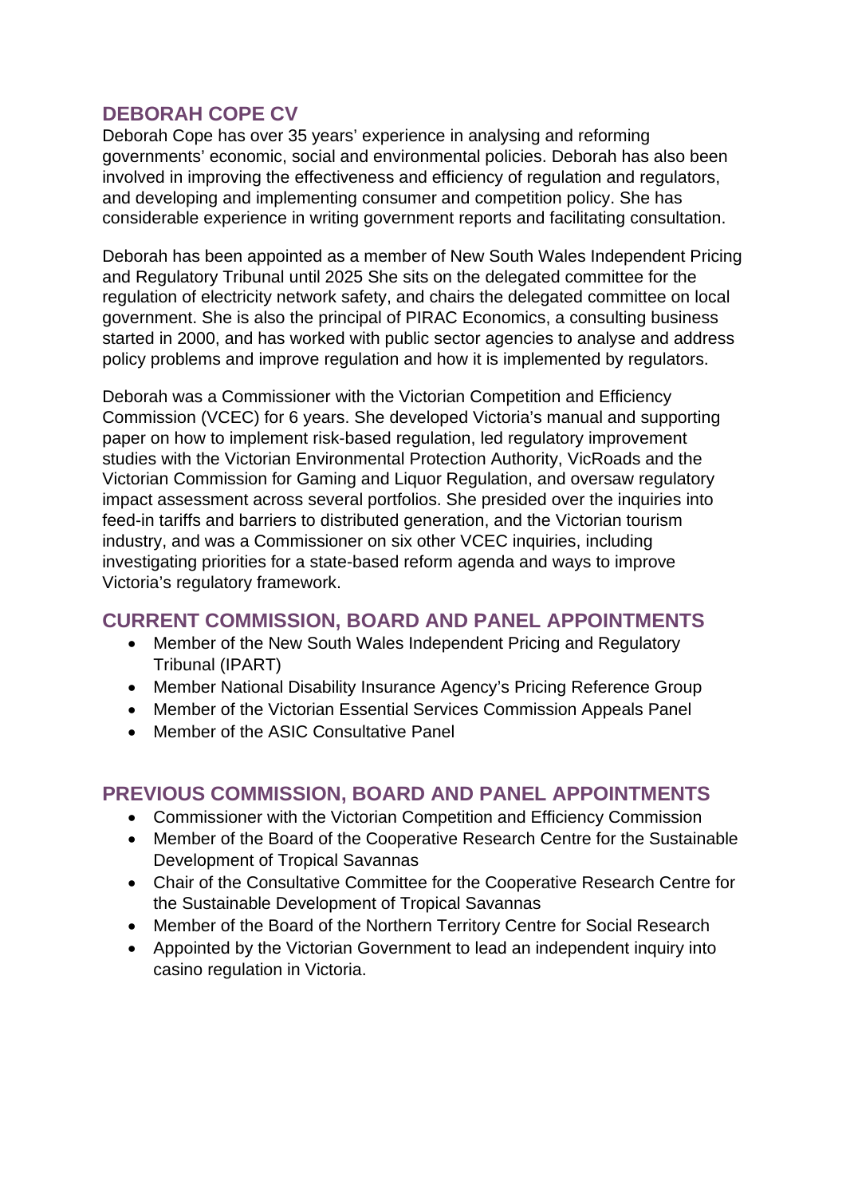## DEBORAH COPE CV

Deborah Cope has over 35 years' experience in analysing and reforming governments' economic, social and environmental policies. Deborah has also been involved in improving the effectiveness and efficiency of regulation and regulators, and developing and implementing consumer and competition policy. She has considerable experience in writing government reports and facilitating consultation.

Deborah has been appointed as a member of New South Wales Independent Pricing and Regulatory Tribunal until 2025 She sits on the delegated committee for the regulation of electricity network safety, and chairs the delegated committee on local government. She is also the principal of PIRAC Economics, a consulting business started in 2000, and has worked with public sector agencies to analyse and address policy problems and improve regulation and how it is implemented by regulators.

Deborah was a Commissioner with the Victorian Competition and Efficiency Commission (VCEC) for 6 years. She developed Victoria's manual and supporting paper on how to implement risk-based regulation, led regulatory improvement studies with the Victorian Environmental Protection Authority, VicRoads and the Victorian Commission for Gaming and Liquor Regulation, and oversaw regulatory impact assessment across several portfolios. She presided over the inquiries into feed-in tariffs and barriers to distributed generation, and the Victorian tourism industry, and was a Commissioner on six other VCEC inquiries, including investigating priorities for a state-based reform agenda and ways to improve Victoria's regulatory framework.

## CURRENT COMMISSION, BOARD AND PANEL APPOINTMENTS

- Member of the New South Wales Independent Pricing and Regulatory Tribunal (IPART)
- Member National Disability Insurance Agency's Pricing Reference Group
- Member of the Victorian Essential Services Commission Appeals Panel
- Member of the ASIC Consultative Panel

## PREVIOUS COMMISSION, BOARD AND PANEL APPOINTMENTS

- Commissioner with the Victorian Competition and Efficiency Commission
- Member of the Board of the Cooperative Research Centre for the Sustainable Development of Tropical Savannas
- Chair of the Consultative Committee for the Cooperative Research Centre for the Sustainable Development of Tropical Savannas
- Member of the Board of the Northern Territory Centre for Social Research
- Appointed by the Victorian Government to lead an independent inquiry into casino regulation in Victoria.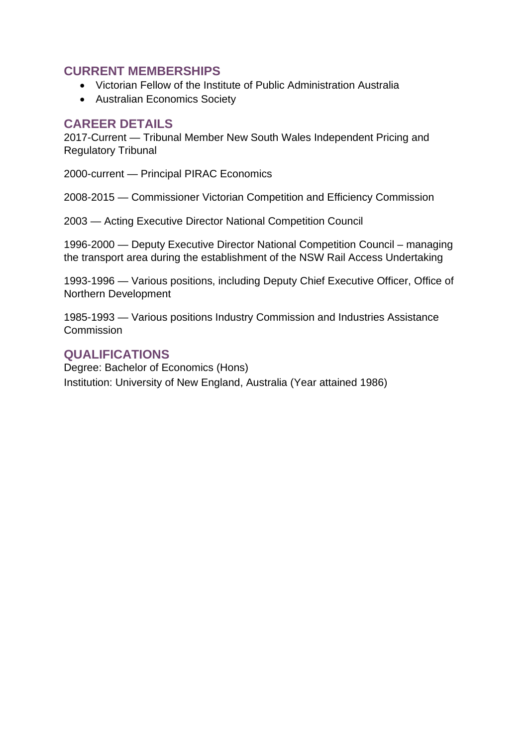## CURRENT MEMBERSHIPS

- Victorian Fellow of the Institute of Public Administration Australia
- Australian Economics Society

## CAREER DETAILS

2017-Current — Tribunal Member New South Wales Independent Pricing and Regulatory Tribunal

2000-current — Principal PIRAC Economics

2008-2015 — Commissioner Victorian Competition and Efficiency Commission

2003 — Acting Executive Director National Competition Council

1996-2000 — Deputy Executive Director National Competition Council – managing the transport area during the establishment of the NSW Rail Access Undertaking

1993-1996 — Various positions, including Deputy Chief Executive Officer, Office of Northern Development

1985-1993 — Various positions Industry Commission and Industries Assistance Commission

## QUALIFICATIONS

Degree: Bachelor of Economics (Hons)
Institution: University of New England, Australia (Year attained 1986)